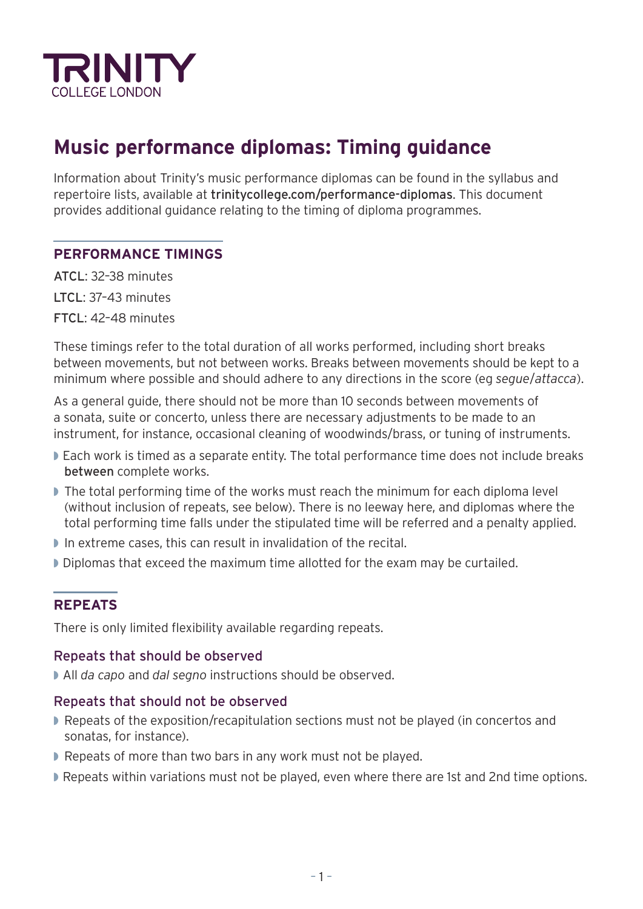TRINITY
COLLEGE LONDON

# Music performance diplomas: Timing guidance

Information about Trinity's music performance diplomas can be found in the syllabus and repertoire lists, available at trinitycollege.com/performance-diplomas. This document provides additional guidance relating to the timing of diploma programmes.

## PERFORMANCE TIMINGS

ATCL: 32–38 minutes

LTCL: 37–43 minutes

FTCL: 42–48 minutes

These timings refer to the total duration of all works performed, including short breaks between movements, but not between works. Breaks between movements should be kept to a minimum where possible and should adhere to any directions in the score (eg *segue*/*attacca*).

As a general guide, there should not be more than 10 seconds between movements of a sonata, suite or concerto, unless there are necessary adjustments to be made to an instrument, for instance, occasional cleaning of woodwinds/brass, or tuning of instruments.

- Each work is timed as a separate entity. The total performance time does not include breaks **between** complete works.
- The total performing time of the works must reach the minimum for each diploma level (without inclusion of repeats, see below). There is no leeway here, and diplomas where the total performing time falls under the stipulated time will be referred and a penalty applied.
- In extreme cases, this can result in invalidation of the recital.
- Diplomas that exceed the maximum time allotted for the exam may be curtailed.

## REPEATS

There is only limited flexibility available regarding repeats.

### Repeats that should be observed

- All *da capo* and *dal segno* instructions should be observed.

### Repeats that should not be observed

- Repeats of the exposition/recapitulation sections must not be played (in concertos and sonatas, for instance).
- Repeats of more than two bars in any work must not be played.
- Repeats within variations must not be played, even where there are 1st and 2nd time options.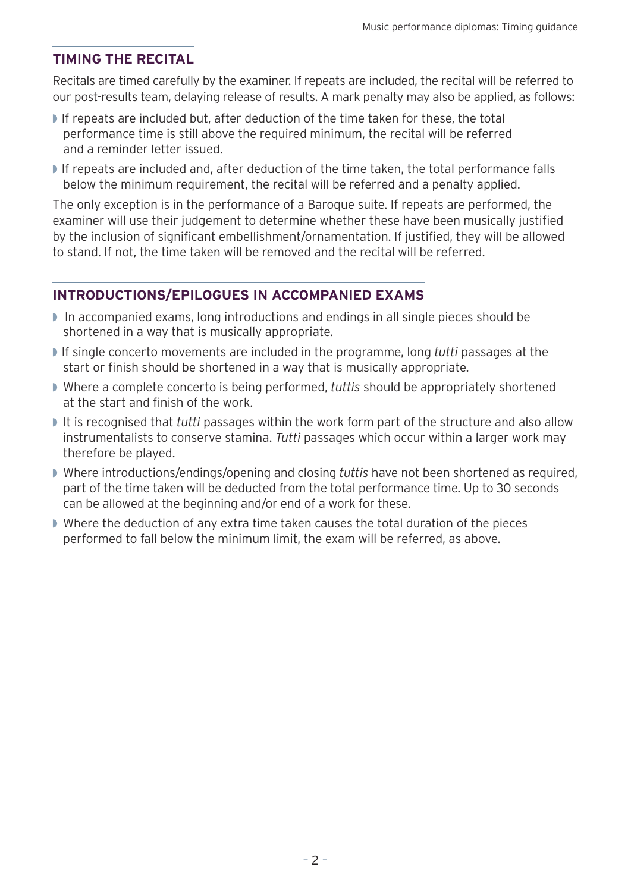## TIMING THE RECITAL

Recitals are timed carefully by the examiner. If repeats are included, the recital will be referred to our post-results team, delaying release of results. A mark penalty may also be applied, as follows:

- If repeats are included but, after deduction of the time taken for these, the total performance time is still above the required minimum, the recital will be referred and a reminder letter issued.
- If repeats are included and, after deduction of the time taken, the total performance falls below the minimum requirement, the recital will be referred and a penalty applied.

The only exception is in the performance of a Baroque suite. If repeats are performed, the examiner will use their judgement to determine whether these have been musically justified by the inclusion of significant embellishment/ornamentation. If justified, they will be allowed to stand. If not, the time taken will be removed and the recital will be referred.

## INTRODUCTIONS/EPILOGUES IN ACCOMPANIED EXAMS

- In accompanied exams, long introductions and endings in all single pieces should be shortened in a way that is musically appropriate.
- If single concerto movements are included in the programme, long *tutti* passages at the start or finish should be shortened in a way that is musically appropriate.
- Where a complete concerto is being performed, *tuttis* should be appropriately shortened at the start and finish of the work.
- It is recognised that *tutti* passages within the work form part of the structure and also allow instrumentalists to conserve stamina. *Tutti* passages which occur within a larger work may therefore be played.
- Where introductions/endings/opening and closing *tuttis* have not been shortened as required, part of the time taken will be deducted from the total performance time. Up to 30 seconds can be allowed at the beginning and/or end of a work for these.
- Where the deduction of any extra time taken causes the total duration of the pieces performed to fall below the minimum limit, the exam will be referred, as above.